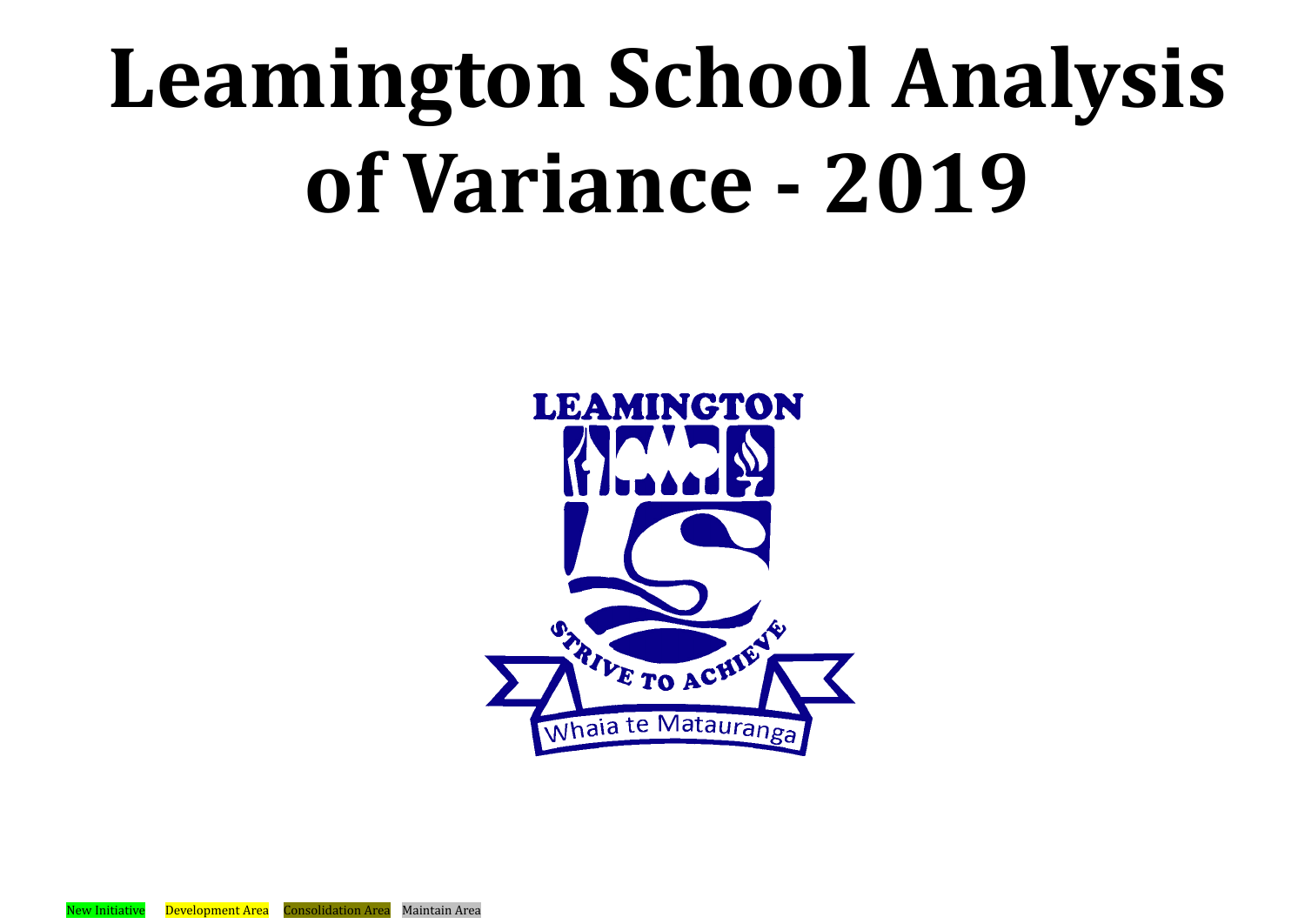# Leamington School Analysis of Variance - 2019

LEAMINGTON

STRIVE TO ACHIEVE

Whaia te Matauranga

New Initiative Development Area Consolidation Area Maintain Area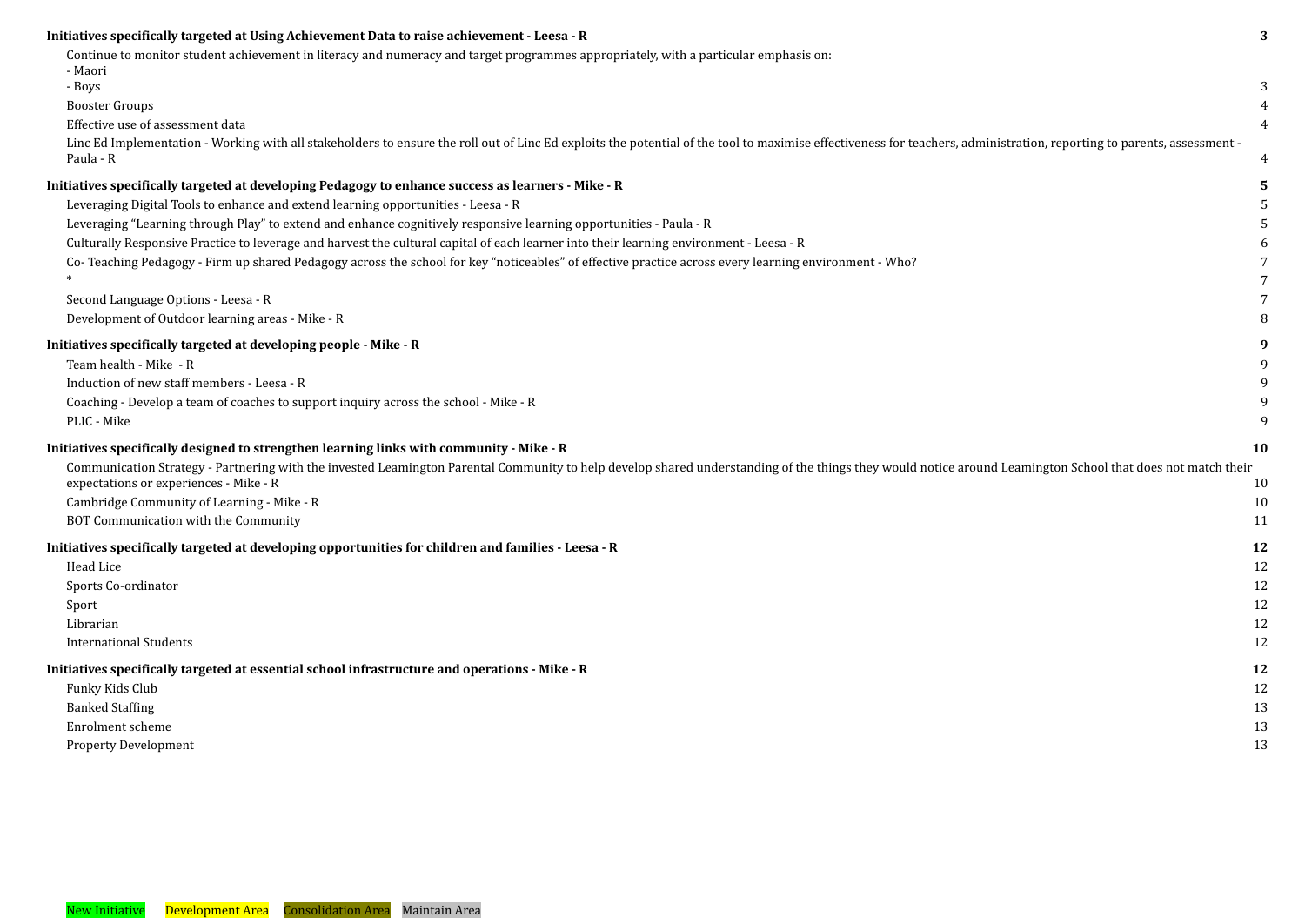**Initiatives specifically targeted at Using Achievement Data to raise achievement - Leesa - R** **3**

- Continue to monitor student achievement in literacy and numeracy and target programmes appropriately, with a particular emphasis on:
  - Maori
  - Boys 3
- Booster Groups 4
- Effective use of assessment data 4
- Linc Ed Implementation - Working with all stakeholders to ensure the roll out of Linc Ed exploits the potential of the tool to maximise effectiveness for teachers, administration, reporting to parents, assessment - Paula - R 4

**Initiatives specifically targeted at developing Pedagogy to enhance success as learners - Mike - R** **5**

- Leveraging Digital Tools to enhance and extend learning opportunities - Leesa - R 5
- Leveraging "Learning through Play" to extend and enhance cognitively responsive learning opportunities - Paula - R 5
- Culturally Responsive Practice to leverage and harvest the cultural capital of each learner into their learning environment - Leesa - R 6
- Co- Teaching Pedagogy - Firm up shared Pedagogy across the school for key "noticeables" of effective practice across every learning environment - Who? 7
- * 7
- Second Language Options - Leesa - R 7
- Development of Outdoor learning areas - Mike - R 8

**Initiatives specifically targeted at developing people - Mike - R** **9**

- Team health - Mike - R 9
- Induction of new staff members - Leesa - R 9
- Coaching - Develop a team of coaches to support inquiry across the school - Mike - R 9
- PLIC - Mike 9

**Initiatives specifically designed to strengthen learning links with community - Mike - R** **10**

- Communication Strategy - Partnering with the invested Leamington Parental Community to help develop shared understanding of the things they would notice around Leamington School that does not match their expectations or experiences - Mike - R 10
- Cambridge Community of Learning - Mike - R 10
- BOT Communication with the Community 11

**Initiatives specifically targeted at developing opportunities for children and families - Leesa - R** **12**

- Head Lice 12
- Sports Co-ordinator 12
- Sport 12
- Librarian 12
- International Students 12

**Initiatives specifically targeted at essential school infrastructure and operations - Mike - R** **12**

- Funky Kids Club 12
- Banked Staffing 13
- Enrolment scheme 13
- Property Development 13

New Initiative Development Area Consolidation Area Maintain Area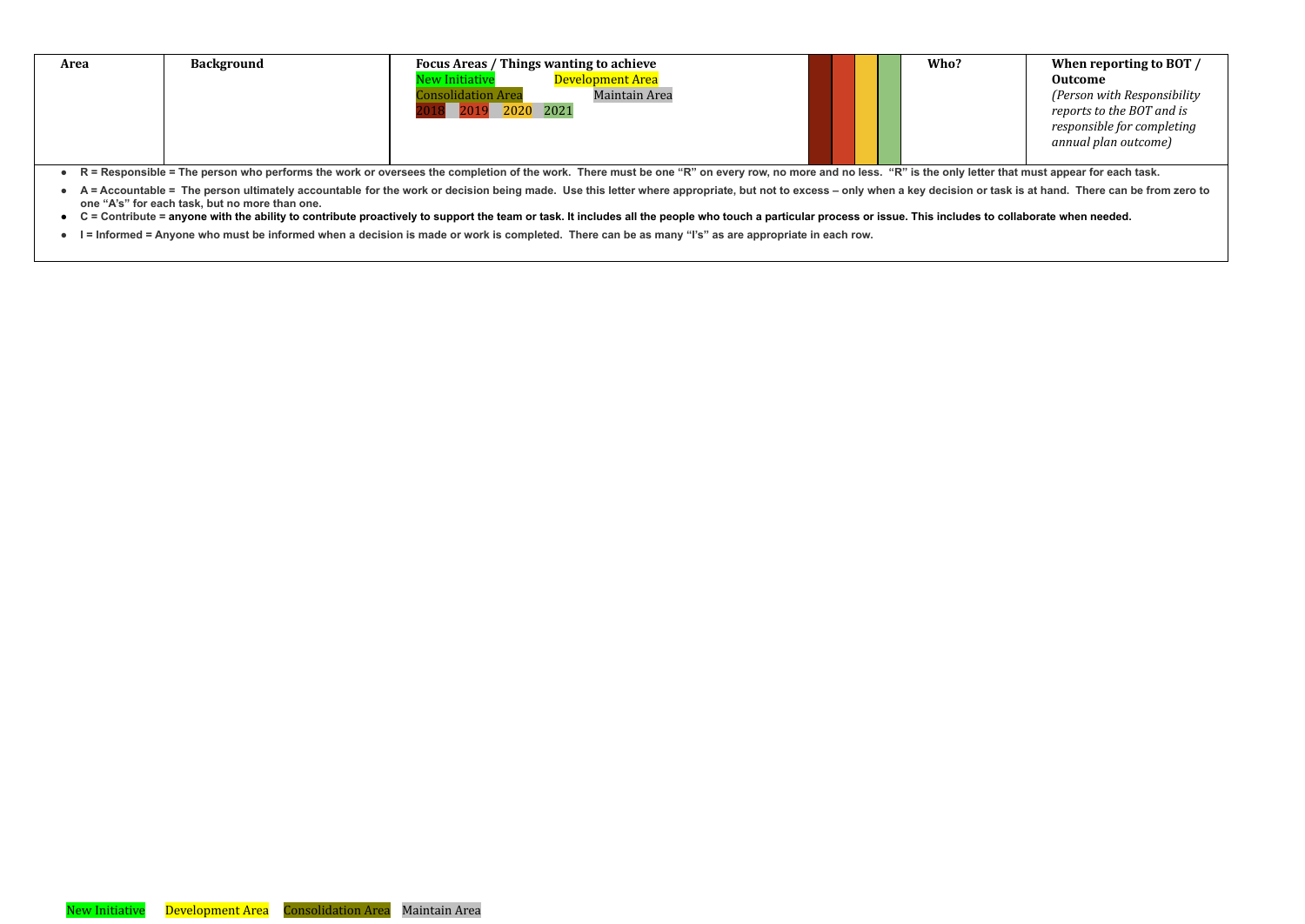| Area | Background | Focus Areas / Things wanting to achieve<br>New Initiative Development Area<br>Consolidation Area Maintain Area<br>2018 2019 2020 2021 | | | | | Who? | When reporting to BOT / Outcome<br>*(Person with Responsibility reports to the BOT and is responsible for completing annual plan outcome)* |
|---|---|---|---|---|---|---|---|---|

- **R = Responsible = The person who performs the work or oversees the completion of the work. There must be one "R" on every row, no more and no less. "R" is the only letter that must appear for each task.**
- **A = Accountable = The person ultimately accountable for the work or decision being made. Use this letter where appropriate, but not to excess – only when a key decision or task is at hand. There can be from zero to one "A's" for each task, but no more than one.**
- **C = Contribute = anyone with the ability to contribute proactively to support the team or task. It includes all the people who touch a particular process or issue. This includes to collaborate when needed.**
- **I = Informed = Anyone who must be informed when a decision is made or work is completed. There can be as many "I's" as are appropriate in each row.**

New Initiative Development Area Consolidation Area Maintain Area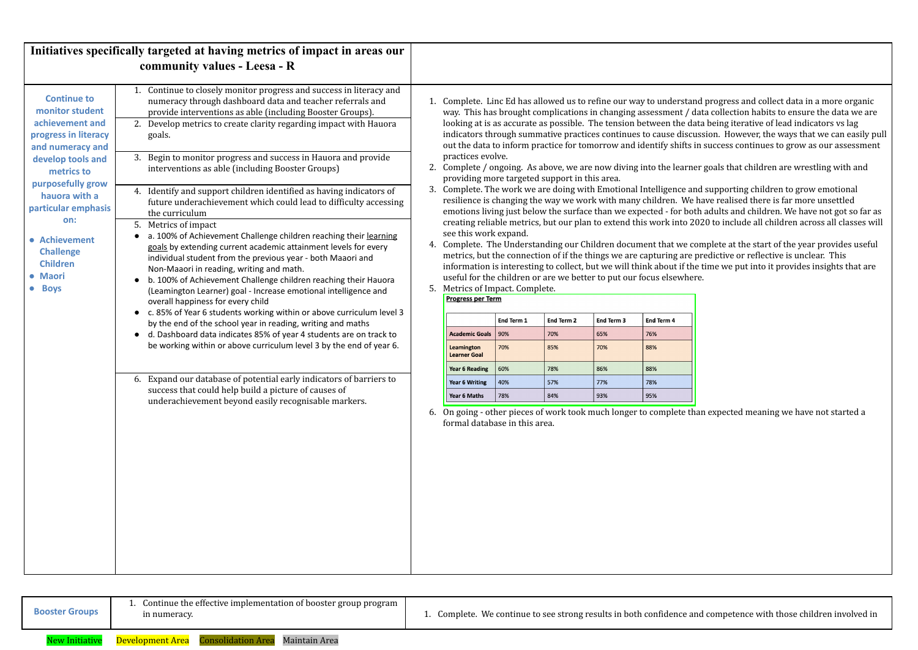## Initiatives specifically targeted at having metrics of impact in areas our community values - Leesa - R

**Continue to monitor student achievement and progress in literacy and numeracy and develop tools and metrics to purposefully grow hauora with a particular emphasis on:**

- **Achievement Challenge Children**
- **Maori**
- **Boys**

1. Continue to closely monitor progress and success in literacy and numeracy through dashboard data and teacher referrals and provide interventions as able (including Booster Groups).
2. Develop metrics to create clarity regarding impact with Hauora goals.
3. Begin to monitor progress and success in Hauora and provide interventions as able (including Booster Groups)
4. Identify and support children identified as having indicators of future underachievement which could lead to difficulty accessing the curriculum
5. Metrics of impact
   - a. 100% of Achievement Challenge children reaching their learning goals by extending current academic attainment levels for every individual student from the previous year - both Maaori and Non-Maaori in reading, writing and math.
   - b. 100% of Achievement Challenge children reaching their Hauora (Leamington Learner) goal - Increase emotional intelligence and overall happiness for every child
   - c. 85% of Year 6 students working within or above curriculum level 3 by the end of the school year in reading, writing and maths
   - d. Dashboard data indicates 85% of year 4 students are on track to be working within or above curriculum level 3 by the end of year 6.
6. Expand our database of potential early indicators of barriers to success that could help build a picture of causes of underachievement beyond easily recognisable markers.

1. Complete. Linc Ed has allowed us to refine our way to understand progress and collect data in a more organic way. This has brought complications in changing assessment / data collection habits to ensure the data we are looking at is as accurate as possible. The tension between the data being iterative of lead indicators vs lag indicators through summative practices continues to cause discussion. However, the ways that we can easily pull out the data to inform practice for tomorrow and identify shifts in success continues to grow as our assessment practices evolve.
2. Complete / ongoing. As above, we are now diving into the learner goals that children are wrestling with and providing more targeted support in this area.
3. Complete. The work we are doing with Emotional Intelligence and supporting children to grow emotional resilience is changing the way we work with many children. We have realised there is far more unsettled emotions living just below the surface than we expected - for both adults and children. We have not got so far as creating reliable metrics, but our plan to extend this work into 2020 to include all children across all classes will see this work expand.
4. Complete. The Understanding our Children document that we complete at the start of the year provides useful metrics, but the connection of if the things we are capturing are predictive or reflective is unclear. This information is interesting to collect, but we will think about if the time we put into it provides insights that are useful for the children or are we better to put our focus elsewhere.
5. Metrics of Impact. Complete.

**Progress per Term**

| | End Term 1 | End Term 2 | End Term 3 | End Term 4 |
|---|---|---|---|---|
| **Academic Goals** | 90% | 70% | 65% | 76% |
| **Leamington Learner Goal** | 70% | 85% | 70% | 88% |
| **Year 6 Reading** | 60% | 78% | 86% | 88% |
| **Year 6 Writing** | 40% | 57% | 77% | 78% |
| **Year 6 Maths** | 78% | 84% | 93% | 95% |

6. On going - other pieces of work took much longer to complete than expected meaning we have not started a formal database in this area.

**Booster Groups**

1. Continue the effective implementation of booster group program in numeracy.

1. Complete. We continue to see strong results in both confidence and competence with those children involved in

New Initiative | Development Area | Consolidation Area | Maintain Area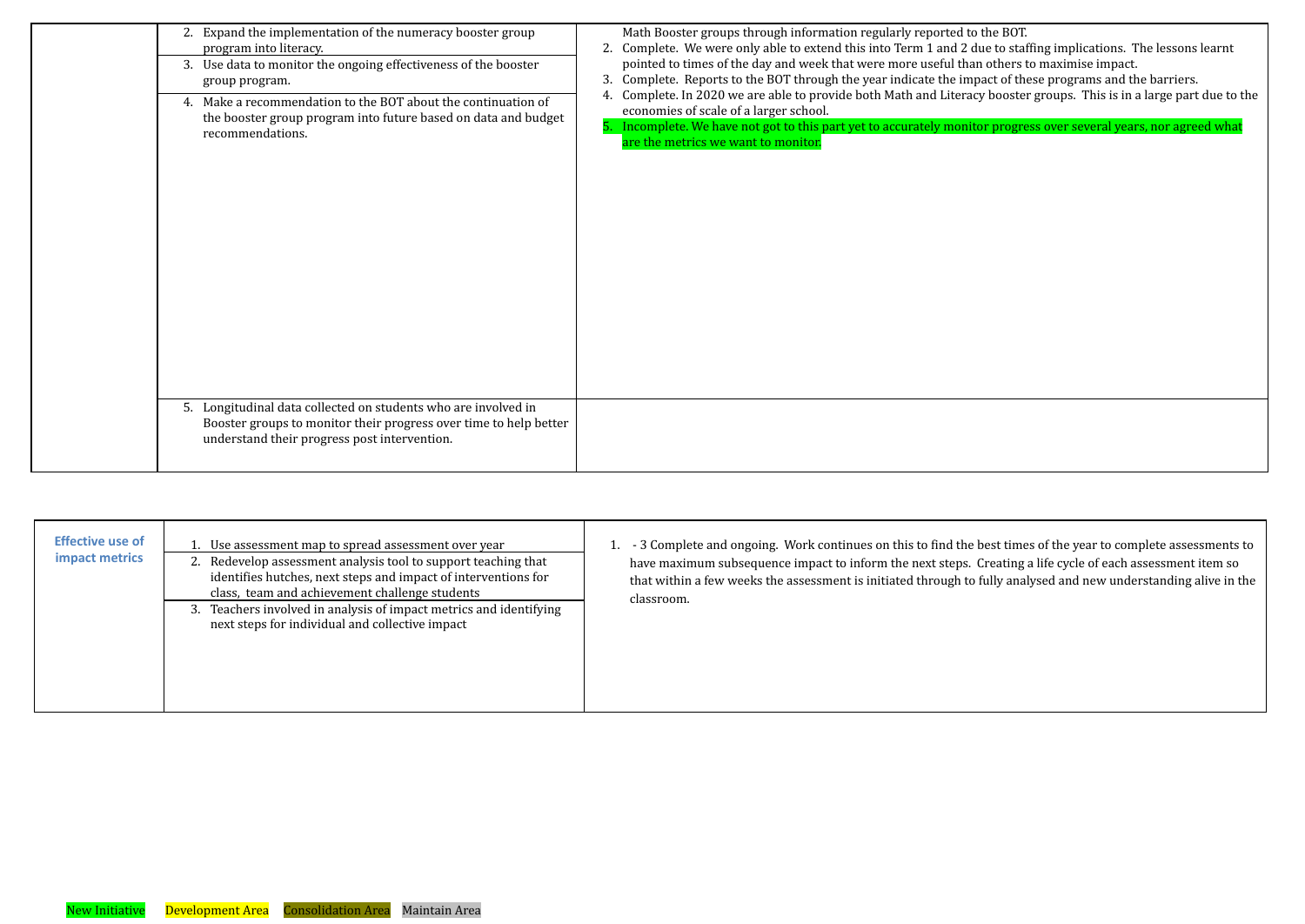| | Goals | Progress |
|---|---|---|
| | 2. Expand the implementation of the numeracy booster group program into literacy.<br>3. Use data to monitor the ongoing effectiveness of the booster group program.<br>4. Make a recommendation to the BOT about the continuation of the booster group program into future based on data and budget recommendations. | Math Booster groups through information regularly reported to the BOT.<br>2. Complete. We were only able to extend this into Term 1 and 2 due to staffing implications. The lessons learnt pointed to times of the day and week that were more useful than others to maximise impact.<br>3. Complete. Reports to the BOT through the year indicate the impact of these programs and the barriers.<br>4. Complete. In 2020 we are able to provide both Math and Literacy booster groups. This is in a large part due to the economies of scale of a larger school.<br>5. Incomplete. We have not got to this part yet to accurately monitor progress over several years, nor agreed what are the metrics we want to monitor. |
| | 5. Longitudinal data collected on students who are involved in Booster groups to monitor their progress over time to help better understand their progress post intervention. | |

| Area | Goals | Progress |
|---|---|---|
| **Effective use of impact metrics** | 1. Use assessment map to spread assessment over year<br>2. Redevelop assessment analysis tool to support teaching that identifies hutches, next steps and impact of interventions for class, team and achievement challenge students<br>3. Teachers involved in analysis of impact metrics and identifying next steps for individual and collective impact | 1. - 3 Complete and ongoing. Work continues on this to find the best times of the year to complete assessments to have maximum subsequence impact to inform the next steps. Creating a life cycle of each assessment item so that within a few weeks the assessment is initiated through to fully analysed and new understanding alive in the classroom. |

New Initiative | Development Area | Consolidation Area | Maintain Area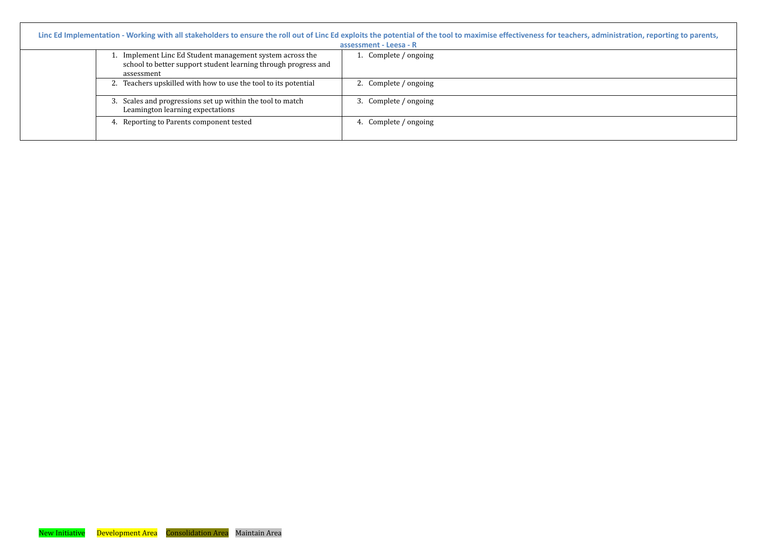| Linc Ed Implementation - Working with all stakeholders to ensure the roll out of Linc Ed exploits the potential of the tool to maximise effectiveness for teachers, administration, reporting to parents, assessment - Leesa - R | | |
|---|---|---|
| | 1. Implement Linc Ed Student management system across the school to better support student learning through progress and assessment | 1. Complete / ongoing |
| | 2. Teachers upskilled with how to use the tool to its potential | 2. Complete / ongoing |
| | 3. Scales and progressions set up within the tool to match Leamington learning expectations | 3. Complete / ongoing |
| | 4. Reporting to Parents component tested | 4. Complete / ongoing |

New Initiative    Development Area    Consolidation Area    Maintain Area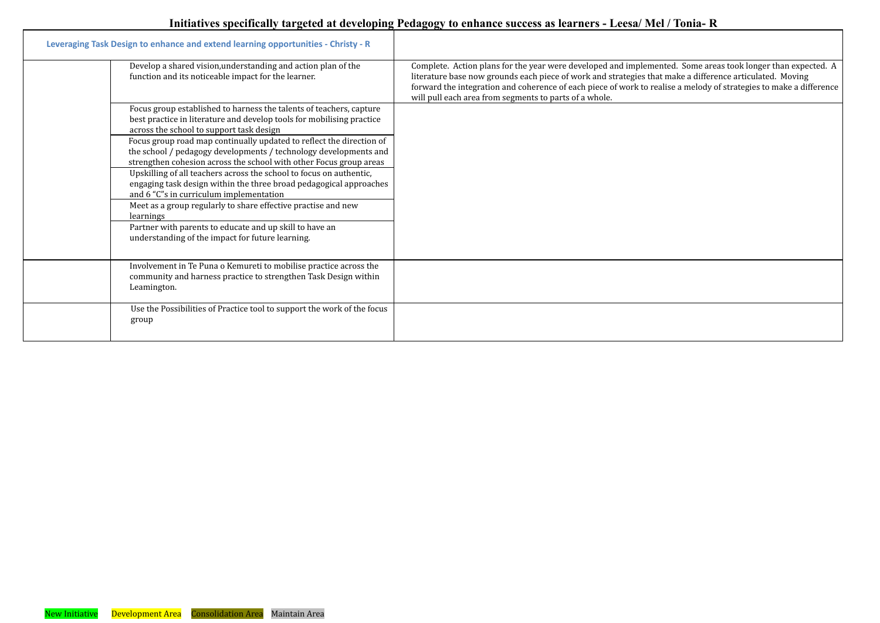# Initiatives specifically targeted at developing Pedagogy to enhance success as learners - Leesa/ Mel / Tonia- R

| Leveraging Task Design to enhance and extend learning opportunities - Christy - R | | |
|---|---|---|
| | Develop a shared vision,understanding and action plan of the function and its noticeable impact for the learner. | Complete. Action plans for the year were developed and implemented. Some areas took longer than expected. A literature base now grounds each piece of work and strategies that make a difference articulated. Moving forward the integration and coherence of each piece of work to realise a melody of strategies to make a difference will pull each area from segments to parts of a whole. |
| | Focus group established to harness the talents of teachers, capture best practice in literature and develop tools for mobilising practice across the school to support task design | |
| | Focus group road map continually updated to reflect the direction of the school / pedagogy developments / technology developments and strengthen cohesion across the school with other Focus group areas | |
| | Upskilling of all teachers across the school to focus on authentic, engaging task design within the three broad pedagogical approaches and 6 "C"s in curriculum implementation | |
| | Meet as a group regularly to share effective practise and new learnings | |
| | Partner with parents to educate and up skill to have an understanding of the impact for future learning. | |
| | Involvement in Te Puna o Kemureti to mobilise practice across the community and harness practice to strengthen Task Design within Leamington. | |
| | Use the Possibilities of Practice tool to support the work of the focus group | |

New Initiative &nbsp;&nbsp; Development Area &nbsp;&nbsp; Consolidation Area &nbsp;&nbsp; Maintain Area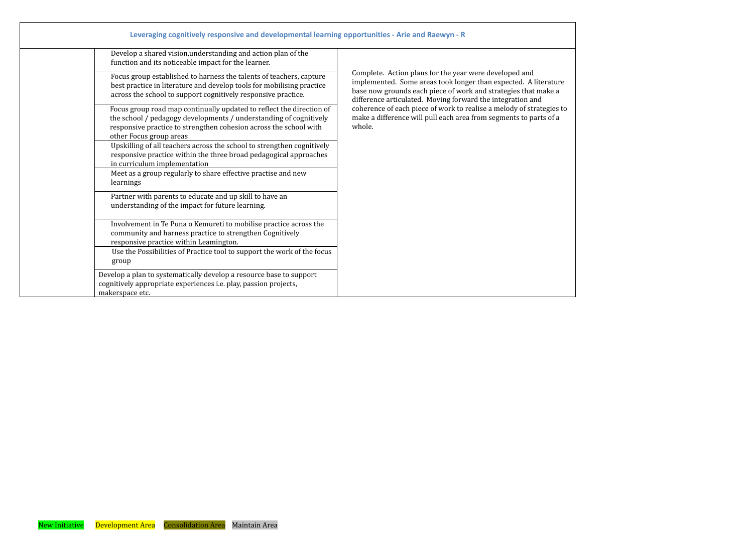| Leveraging cognitively responsive and developmental learning opportunities - Arie and Raewyn - R | | |
|---|---|---|
| | Develop a shared vision,understanding and action plan of the function and its noticeable impact for the learner. | Complete. Action plans for the year were developed and implemented. Some areas took longer than expected. A literature base now grounds each piece of work and strategies that make a difference articulated. Moving forward the integration and coherence of each piece of work to realise a melody of strategies to make a difference will pull each area from segments to parts of a whole. |
| | Focus group established to harness the talents of teachers, capture best practice in literature and develop tools for mobilising practice across the school to support cognitively responsive practice. | |
| | Focus group road map continually updated to reflect the direction of the school / pedagogy developments / understanding of cognitively responsive practice to strengthen cohesion across the school with other Focus group areas | |
| | Upskilling of all teachers across the school to strengthen cognitively responsive practice within the three broad pedagogical approaches in curriculum implementation | |
| | Meet as a group regularly to share effective practise and new learnings | |
| | Partner with parents to educate and up skill to have an understanding of the impact for future learning. | |
| | Involvement in Te Puna o Kemureti to mobilise practice across the community and harness practice to strengthen Cognitively responsive practice within Leamington. | |
| | Use the Possibilities of Practice tool to support the work of the focus group | |
| | Develop a plan to systematically develop a resource base to support cognitively appropriate experiences i.e. play, passion projects, makerspace etc. | |

New Initiative Development Area Consolidation Area Maintain Area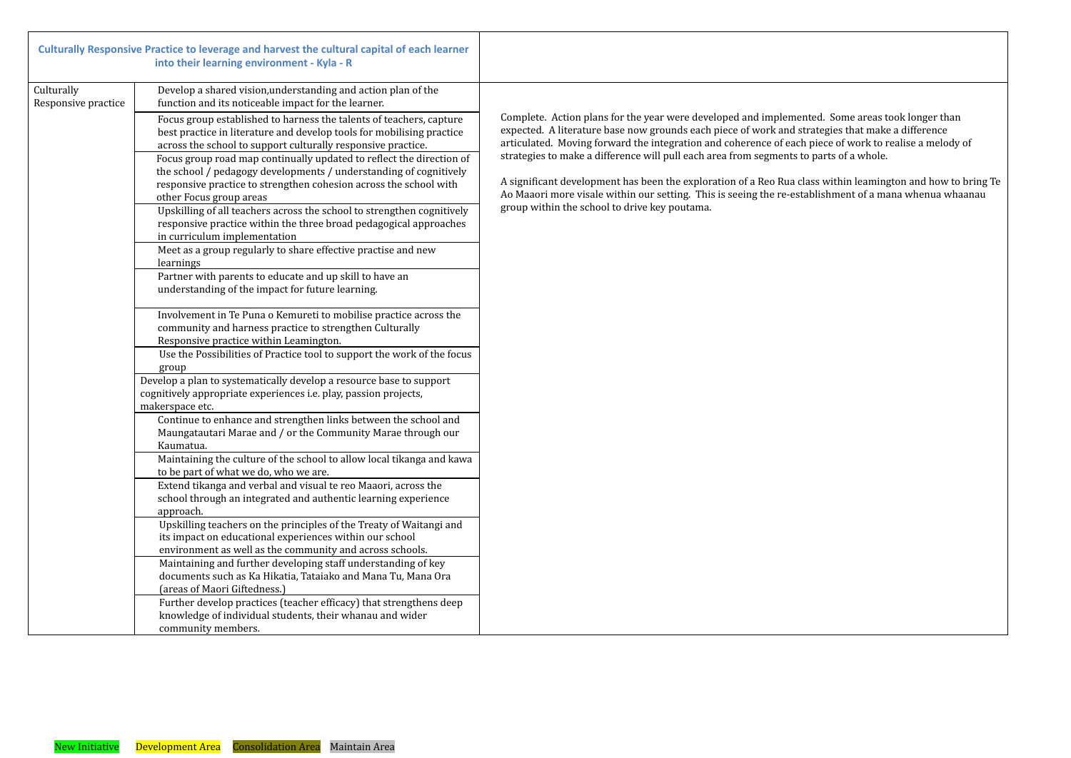| Culturally Responsive Practice to leverage and harvest the cultural capital of each learner into their learning environment - Kyla - R | | |
|---|---|---|
| Culturally Responsive practice | Develop a shared vision,understanding and action plan of the function and its noticeable impact for the learner. | Complete. Action plans for the year were developed and implemented. Some areas took longer than expected. A literature base now grounds each piece of work and strategies that make a difference articulated. Moving forward the integration and coherence of each piece of work to realise a melody of strategies to make a difference will pull each area from segments to parts of a whole.<br><br>A significant development has been the exploration of a Reo Rua class within leamington and how to bring Te Ao Maaori more visale within our setting. This is seeing the re-establishment of a mana whenua whaanau group within the school to drive key poutama. |
| | Focus group established to harness the talents of teachers, capture best practice in literature and develop tools for mobilising practice across the school to support culturally responsive practice. | |
| | Focus group road map continually updated to reflect the direction of the school / pedagogy developments / understanding of cognitively responsive practice to strengthen cohesion across the school with other Focus group areas | |
| | Upskilling of all teachers across the school to strengthen cognitively responsive practice within the three broad pedagogical approaches in curriculum implementation | |
| | Meet as a group regularly to share effective practise and new learnings | |
| | Partner with parents to educate and up skill to have an understanding of the impact for future learning. | |
| | Involvement in Te Puna o Kemureti to mobilise practice across the community and harness practice to strengthen Culturally Responsive practice within Leamington. | |
| | Use the Possibilities of Practice tool to support the work of the focus group | |
| | Develop a plan to systematically develop a resource base to support cognitively appropriate experiences i.e. play, passion projects, makerspace etc. | |
| | Continue to enhance and strengthen links between the school and Maungatautari Marae and / or the Community Marae through our Kaumatua. | |
| | Maintaining the culture of the school to allow local tikanga and kawa to be part of what we do, who we are. | |
| | Extend tikanga and verbal and visual te reo Maaori, across the school through an integrated and authentic learning experience approach. | |
| | Upskilling teachers on the principles of the Treaty of Waitangi and its impact on educational experiences within our school environment as well as the community and across schools. | |
| | Maintaining and further developing staff understanding of key documents such as Ka Hikatia, Tataiako and Mana Tu, Mana Ora (areas of Maori Giftedness.) | |
| | Further develop practices (teacher efficacy) that strengthens deep knowledge of individual students, their whanau and wider community members. | |

New Initiative Development Area Consolidation Area Maintain Area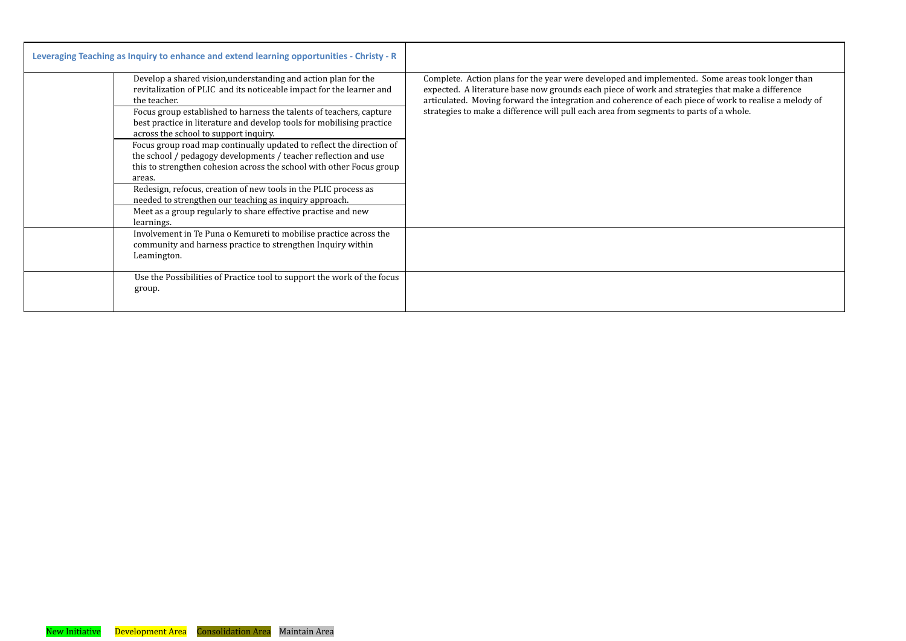| Leveraging Teaching as Inquiry to enhance and extend learning opportunities - Christy - R | | |
|---|---|---|
| | Develop a shared vision,understanding and action plan for the revitalization of PLIC and its noticeable impact for the learner and the teacher. | Complete. Action plans for the year were developed and implemented. Some areas took longer than expected. A literature base now grounds each piece of work and strategies that make a difference articulated. Moving forward the integration and coherence of each piece of work to realise a melody of strategies to make a difference will pull each area from segments to parts of a whole. |
| | Focus group established to harness the talents of teachers, capture best practice in literature and develop tools for mobilising practice across the school to support inquiry. | |
| | Focus group road map continually updated to reflect the direction of the school / pedagogy developments / teacher reflection and use this to strengthen cohesion across the school with other Focus group areas. | |
| | Redesign, refocus, creation of new tools in the PLIC process as needed to strengthen our teaching as inquiry approach. | |
| | Meet as a group regularly to share effective practise and new learnings. | |
| | Involvement in Te Puna o Kemureti to mobilise practice across the community and harness practice to strengthen Inquiry within Leamington. | |
| | Use the Possibilities of Practice tool to support the work of the focus group. | |

New Initiative Development Area Consolidation Area Maintain Area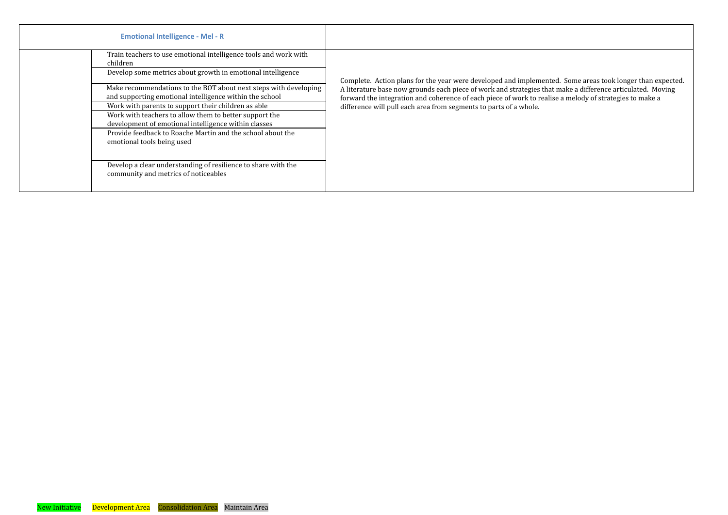| Emotional Intelligence - Mel - R | | |
|---|---|---|
| | Train teachers to use emotional intelligence tools and work with children | Complete. Action plans for the year were developed and implemented. Some areas took longer than expected. A literature base now grounds each piece of work and strategies that make a difference articulated. Moving forward the integration and coherence of each piece of work to realise a melody of strategies to make a difference will pull each area from segments to parts of a whole. |
| | Develop some metrics about growth in emotional intelligence | |
| | Make recommendations to the BOT about next steps with developing and supporting emotional intelligence within the school | |
| | Work with parents to support their children as able | |
| | Work with teachers to allow them to better support the development of emotional intelligence within classes | |
| | Provide feedback to Roache Martin and the school about the emotional tools being used | |
| | Develop a clear understanding of resilience to share with the community and metrics of noticeables | |

New Initiative Development Area Consolidation Area Maintain Area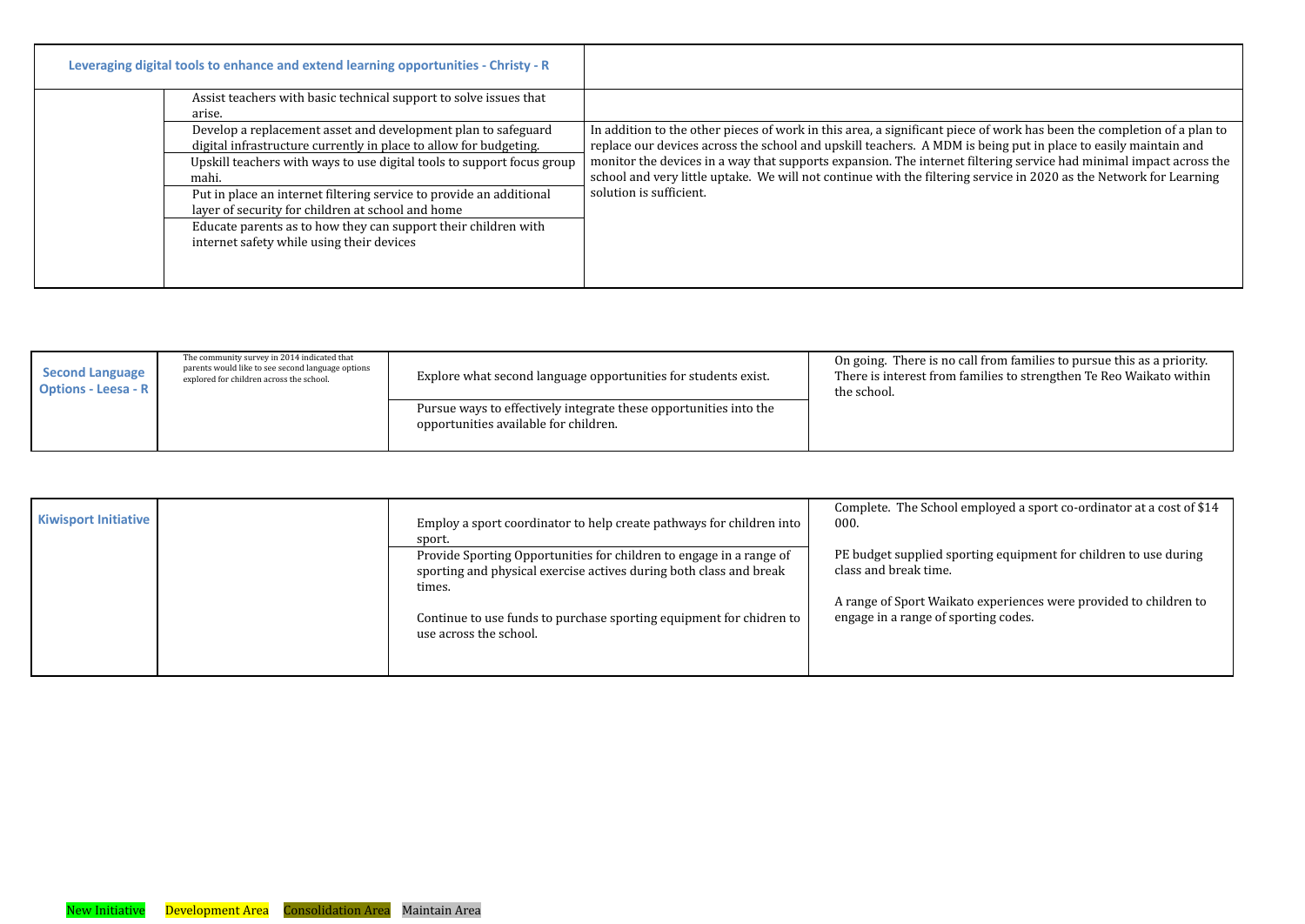| Leveraging digital tools to enhance and extend learning opportunities - Christy - R | | |
|---|---|---|
| | Assist teachers with basic technical support to solve issues that arise. | |
| | Develop a replacement asset and development plan to safeguard digital infrastructure currently in place to allow for budgeting. | In addition to the other pieces of work in this area, a significant piece of work has been the completion of a plan to replace our devices across the school and upskill teachers. A MDM is being put in place to easily maintain and monitor the devices in a way that supports expansion. The internet filtering service had minimal impact across the school and very little uptake. We will not continue with the filtering service in 2020 as the Network for Learning solution is sufficient. |
| | Upskill teachers with ways to use digital tools to support focus group mahi. | |
| | Put in place an internet filtering service to provide an additional layer of security for children at school and home | |
| | Educate parents as to how they can support their children with internet safety while using their devices | |

| Second Language Options - Leesa - R | The community survey in 2014 indicated that parents would like to see second language options explored for children across the school. | Explore what second language opportunities for students exist. | On going. There is no call from families to pursue this as a priority. There is interest from families to strengthen Te Reo Waikato within the school. |
|---|---|---|---|
| | | Pursue ways to effectively integrate these opportunities into the opportunities available for children. | |

| Kiwisport Initiative | | Employ a sport coordinator to help create pathways for children into sport. | Complete. The School employed a sport co-ordinator at a cost of $14 000. |
|---|---|---|---|
| | | Provide Sporting Opportunities for children to engage in a range of sporting and physical exercise actives during both class and break times. | PE budget supplied sporting equipment for children to use during class and break time. |
| | | Continue to use funds to purchase sporting equipment for chidren to use across the school. | A range of Sport Waikato experiences were provided to children to engage in a range of sporting codes. |

New Initiative Development Area Consolidation Area Maintain Area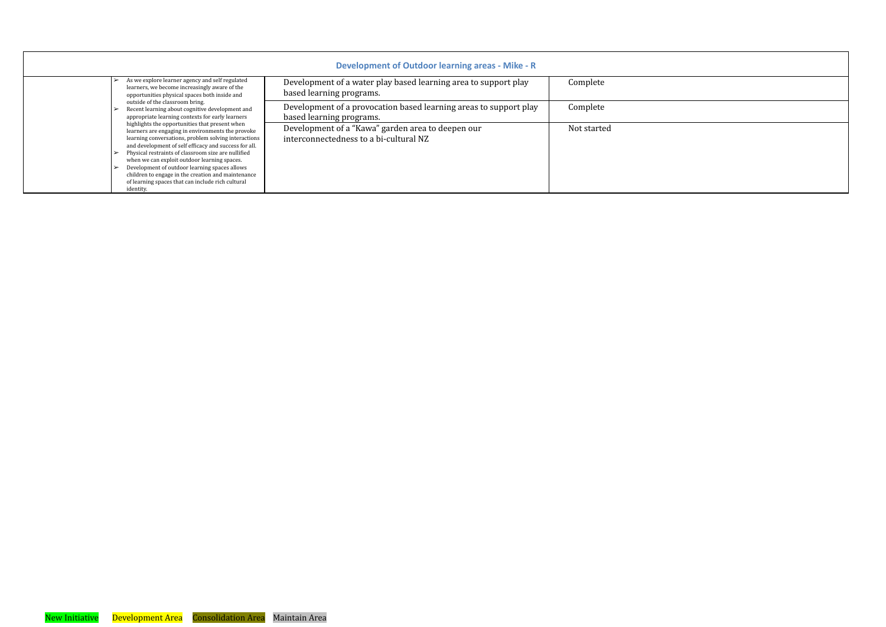| Development of Outdoor learning areas - Mike - R | | | |
|---|---|---|---|
| | ➢ As we explore learner agency and self regulated learners, we become increasingly aware of the opportunities physical spaces both inside and outside of the classroom bring.<br>➢ Recent learning about cognitive development and appropriate learning contexts for early learners highlights the opportunities that present when learners are engaging in environments the provoke learning conversations, problem solving interactions and development of self efficacy and success for all.<br>➢ Physical restraints of classroom size are nullified when we can exploit outdoor learning spaces.<br>➢ Development of outdoor learning spaces allows children to engage in the creation and maintenance of learning spaces that can include rich cultural identity. | Development of a water play based learning area to support play based learning programs. | Complete |
| | | Development of a provocation based learning areas to support play based learning programs. | Complete |
| | | Development of a "Kawa" garden area to deepen our interconnectedness to a bi-cultural NZ | Not started |

New Initiative  Development Area  Consolidation Area  Maintain Area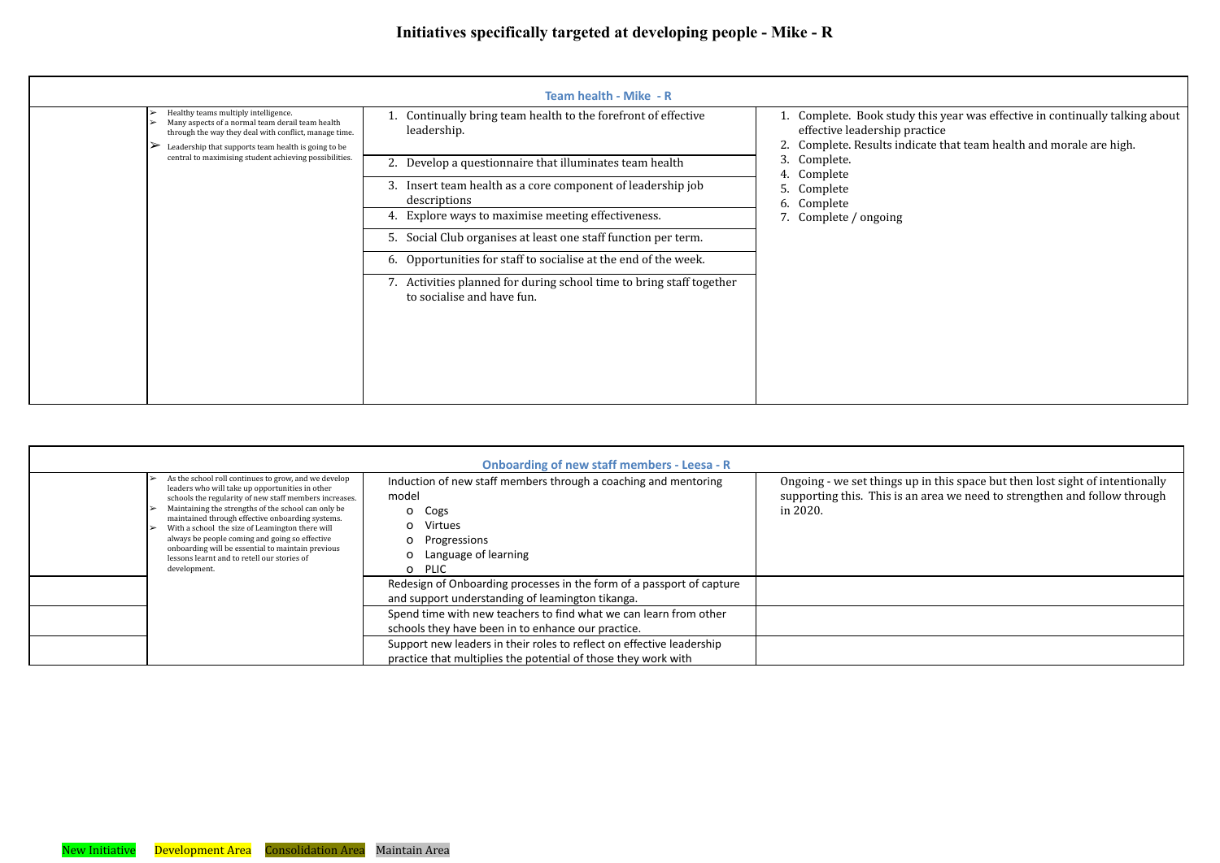# Initiatives specifically targeted at developing people - Mike - R

| Team health - Mike - R | | | |
|---|---|---|---|
| | ➢ Healthy teams multiply intelligence.<br>➢ Many aspects of a normal team derail team health through the way they deal with conflict, manage time.<br>➢ Leadership that supports team health is going to be central to maximising student achieving possibilities. | 1. Continually bring team health to the forefront of effective leadership. | 1. Complete. Book study this year was effective in continually talking about effective leadership practice<br>2. Complete. Results indicate that team health and morale are high.<br>3. Complete.<br>4. Complete<br>5. Complete<br>6. Complete<br>7. Complete / ongoing |
| | | 2. Develop a questionnaire that illuminates team health | |
| | | 3. Insert team health as a core component of leadership job descriptions | |
| | | 4. Explore ways to maximise meeting effectiveness. | |
| | | 5. Social Club organises at least one staff function per term. | |
| | | 6. Opportunities for staff to socialise at the end of the week. | |
| | | 7. Activities planned for during school time to bring staff together to socialise and have fun. | |

| Onboarding of new staff members - Leesa - R | | | |
|---|---|---|---|
| | ➢ As the school roll continues to grow, and we develop leaders who will take up opportunities in other schools the regularity of new staff members increases.<br>➢ Maintaining the strengths of the school can only be maintained through effective onboarding systems.<br>➢ With a school the size of Leamington there will always be people coming and going so effective onboarding will be essential to maintain previous lessons learnt and to retell our stories of development. | Induction of new staff members through a coaching and mentoring model<br>o Cogs<br>o Virtues<br>o Progressions<br>o Language of learning<br>o PLIC | Ongoing - we set things up in this space but then lost sight of intentionally supporting this. This is an area we need to strengthen and follow through in 2020. |
| | | Redesign of Onboarding processes in the form of a passport of capture and support understanding of leamington tikanga. | |
| | | Spend time with new teachers to find what we can learn from other schools they have been in to enhance our practice. | |
| | | Support new leaders in their roles to reflect on effective leadership practice that multiplies the potential of those they work with | |

New Initiative | Development Area | Consolidation Area | Maintain Area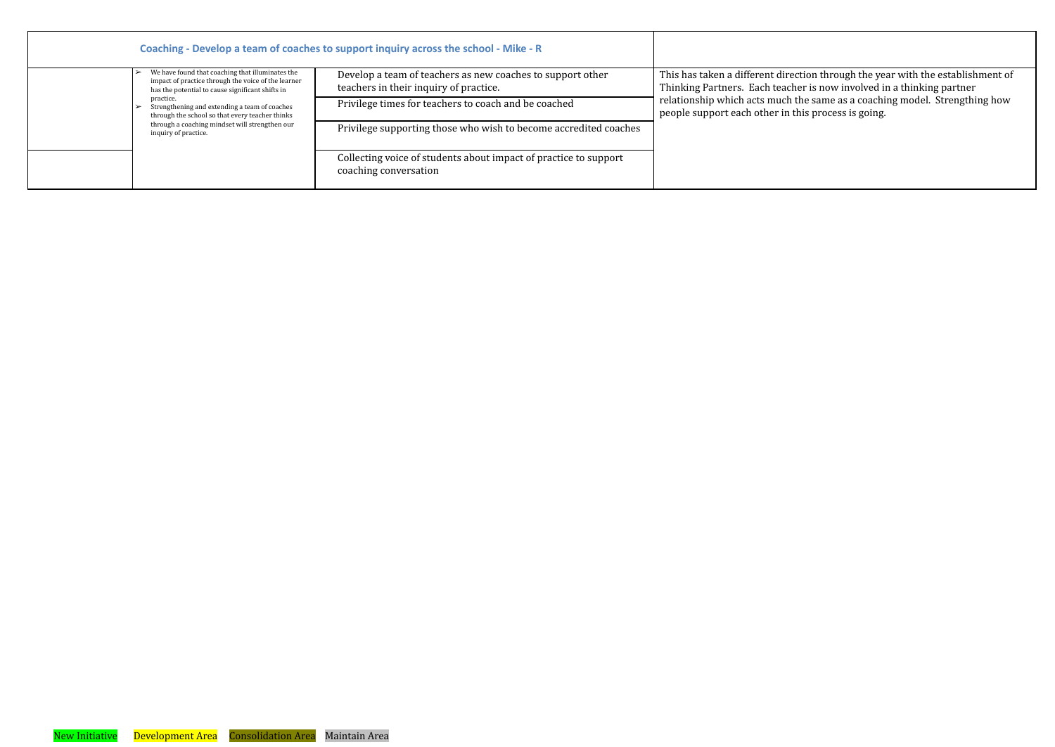| Coaching - Develop a team of coaches to support inquiry across the school - Mike - R | | | |
|---|---|---|---|
| | ➢ We have found that coaching that illuminates the impact of practice through the voice of the learner has the potential to cause significant shifts in practice.<br>➢ Strengthening and extending a team of coaches through the school so that every teacher thinks through a coaching mindset will strengthen our inquiry of practice. | Develop a team of teachers as new coaches to support other teachers in their inquiry of practice. | This has taken a different direction through the year with the establishment of Thinking Partners. Each teacher is now involved in a thinking partner relationship which acts much the same as a coaching model. Strengthing how people support each other in this process is going. |
| | | Privilege times for teachers to coach and be coached | |
| | | Privilege supporting those who wish to become accredited coaches | |
| | | Collecting voice of students about impact of practice to support coaching conversation | |

New Initiative Development Area Consolidation Area Maintain Area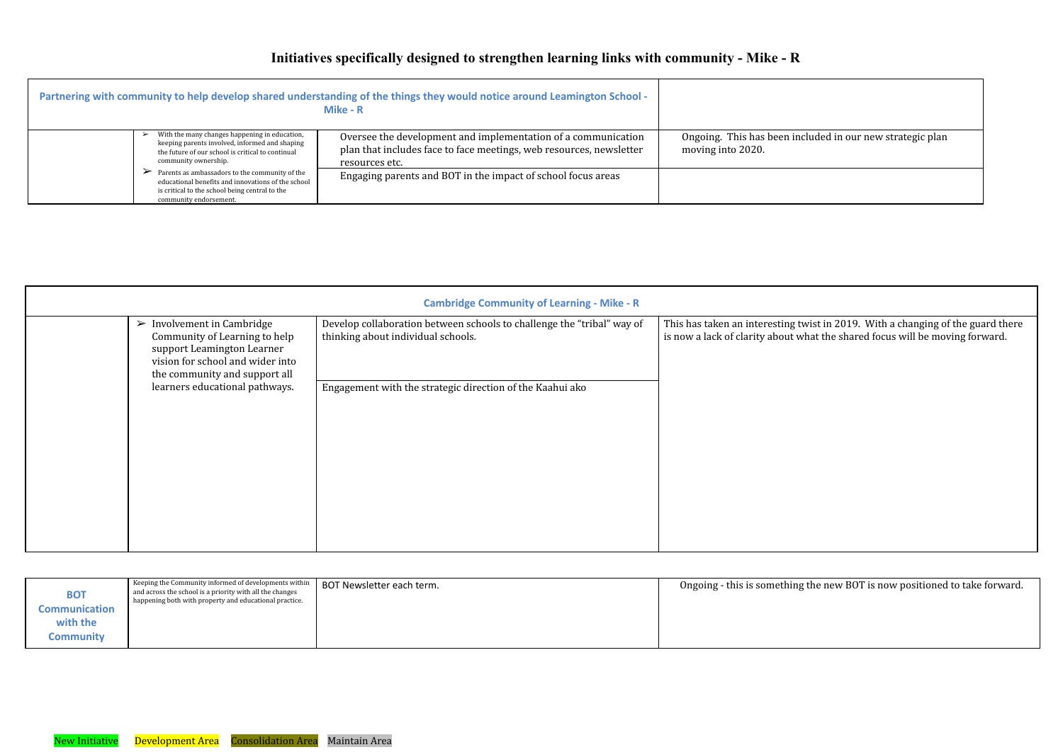# Initiatives specifically designed to strengthen learning links with community - Mike - R

| Partnering with community to help develop shared understanding of the things they would notice around Leamington School - Mike - R | | | |
|---|---|---|---|
| | ➢ With the many changes happening in education, keeping parents involved, informed and shaping the future of our school is critical to continual community ownership. ➢ Parents as ambassadors to the community of the educational benefits and innovations of the school is critical to the school being central to the community endorsement. | Oversee the development and implementation of a communication plan that includes face to face meetings, web resources, newsletter resources etc. | Ongoing. This has been included in our new strategic plan moving into 2020. |
| | | Engaging parents and BOT in the impact of school focus areas | |

| Cambridge Community of Learning - Mike - R | | | |
|---|---|---|---|
| | ➢ Involvement in Cambridge Community of Learning to help support Leamington Learner vision for school and wider into the community and support all learners educational pathways. | Develop collaboration between schools to challenge the "tribal" way of thinking about individual schools. | This has taken an interesting twist in 2019. With a changing of the guard there is now a lack of clarity about what the shared focus will be moving forward. |
| | | Engagement with the strategic direction of the Kaahui ako | |

| | | | |
|---|---|---|---|
| **BOT Communication with the Community** | Keeping the Community informed of developments within and across the school is a priority with all the changes happening both with property and educational practice. | BOT Newsletter each term. | Ongoing - this is something the new BOT is now positioned to take forward. |

New Initiative | Development Area | Consolidation Area | Maintain Area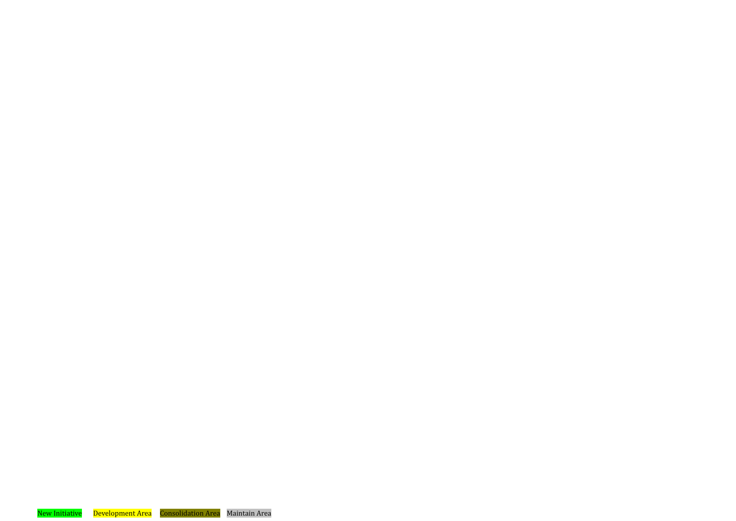New Initiative Development Area Consolidation Area Maintain Area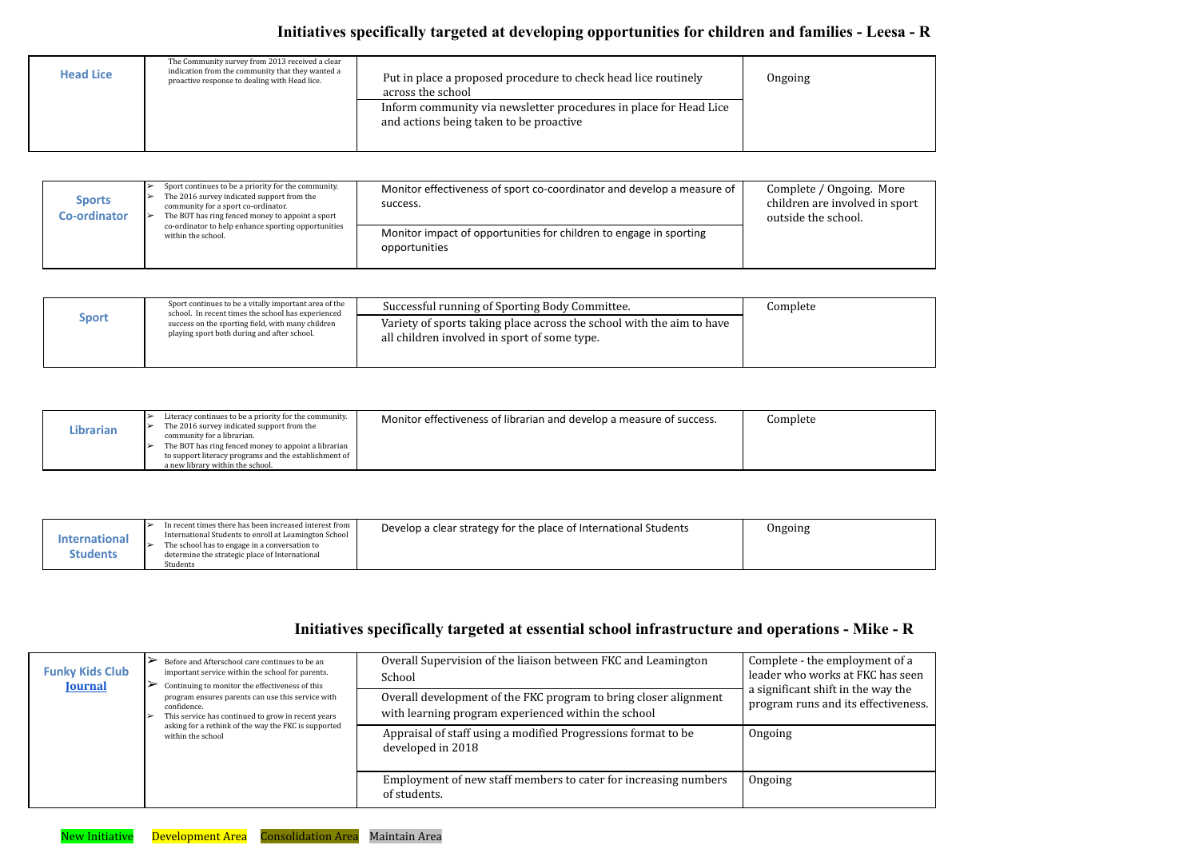## Initiatives specifically targeted at developing opportunities for children and families - Leesa - R

| Area | Rationale | Actions | Status |
|---|---|---|---|
| **Head Lice** | The Community survey from 2013 received a clear indication from the community that they wanted a proactive response to dealing with Head lice. | Put in place a proposed procedure to check head lice routinely across the school | Ongoing |
| | | Inform community via newsletter procedures in place for Head Lice and actions being taken to be proactive | |

| Area | Rationale | Actions | Status |
|---|---|---|---|
| **Sports Co-ordinator** | ➢ Sport continues to be a priority for the community.<br>➢ The 2016 survey indicated support from the community for a sport co-ordinator.<br>➢ The BOT has ring fenced money to appoint a sport co-ordinator to help enhance sporting opportunities within the school. | Monitor effectiveness of sport co-coordinator and develop a measure of success. | Complete / Ongoing. More children are involved in sport outside the school. |
| | | Monitor impact of opportunities for children to engage in sporting opportunities | |

| Area | Rationale | Actions | Status |
|---|---|---|---|
| **Sport** | Sport continues to be a vitally important area of the school. In recent times the school has experienced success on the sporting field, with many children playing sport both during and after school. | Successful running of Sporting Body Committee. | Complete |
| | | Variety of sports taking place across the school with the aim to have all children involved in sport of some type. | |

| Area | Rationale | Actions | Status |
|---|---|---|---|
| **Librarian** | ➢ Literacy continues to be a priority for the community.<br>➢ The 2016 survey indicated support from the community for a librarian.<br>➢ The BOT has ring fenced money to appoint a librarian to support literacy programs and the establishment of a new library within the school. | Monitor effectiveness of librarian and develop a measure of success. | Complete |

| Area | Rationale | Actions | Status |
|---|---|---|---|
| **International Students** | ➢ In recent times there has been increased interest from International Students to enroll at Leamington School<br>➢ The school has to engage in a conversation to determine the strategic place of International Students | Develop a clear strategy for the place of International Students | Ongoing |

## Initiatives specifically targeted at essential school infrastructure and operations - Mike - R

| Area | Rationale | Actions | Status |
|---|---|---|---|
| **Funky Kids Club**<br>**Journal** | ➢ Before and Afterschool care continues to be an important service within the school for parents.<br>➢ Continuing to monitor the effectiveness of this program ensures parents can use this service with confidence.<br>➢ This service has continued to grow in recent years asking for a rethink of the way the FKC is supported within the school | Overall Supervision of the liaison between FKC and Leamington School | Complete - the employment of a leader who works at FKC has seen a significant shift in the way the program runs and its effectiveness. |
| | | Overall development of the FKC program to bring closer alignment with learning program experienced within the school | |
| | | Appraisal of staff using a modified Progressions format to be developed in 2018 | Ongoing |
| | | Employment of new staff members to cater for increasing numbers of students. | Ongoing |

New Initiative | Development Area | Consolidation Area | Maintain Area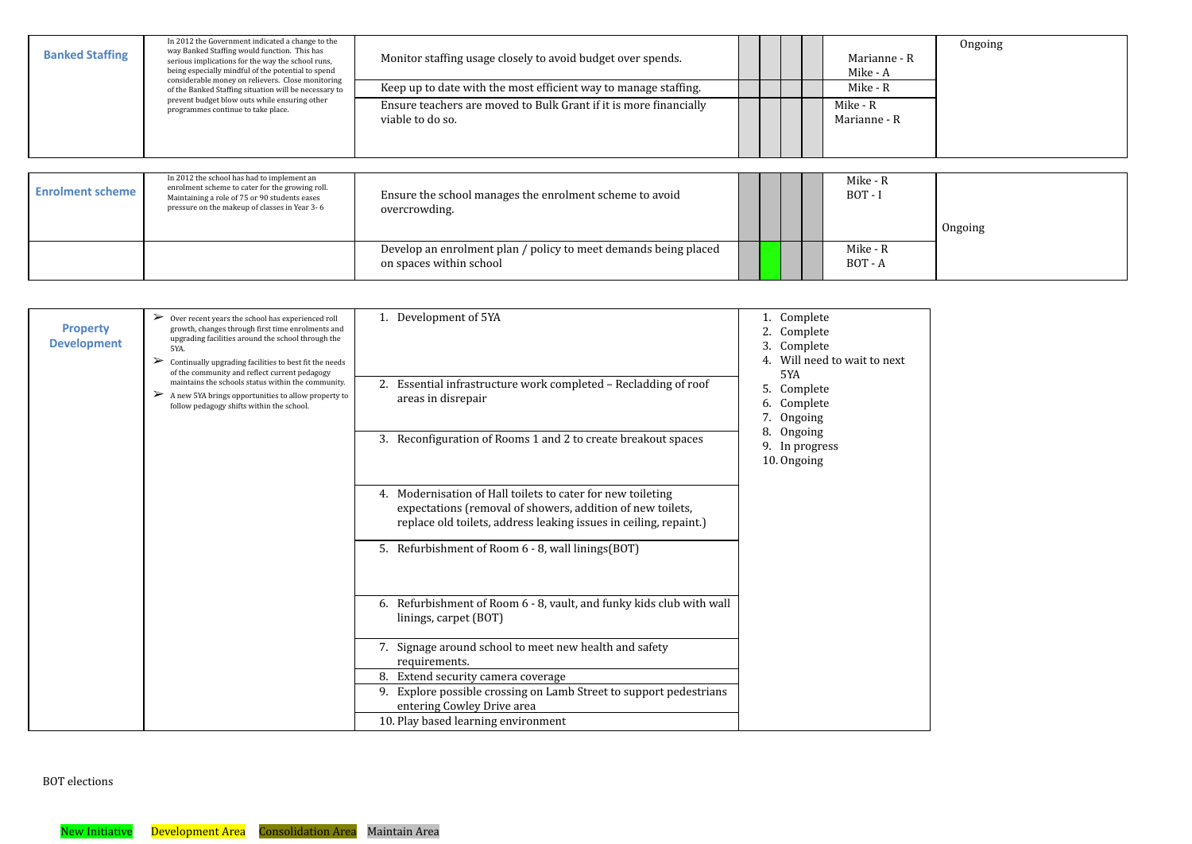| | | | | | | | | |
|---|---|---|---|---|---|---|---|---|
| **Banked Staffing** | In 2012 the Government indicated a change to the way Banked Staffing would function. This has serious implications for the way the school runs, being especially mindful of the potential to spend considerable money on relievers. Close monitoring of the Banked Staffing situation will be necessary to prevent budget blow outs while ensuring other programmes continue to take place. | Monitor staffing usage closely to avoid budget over spends. | | | | | Marianne - R<br>Mike - A | Ongoing |
| | | Keep up to date with the most efficient way to manage staffing. | | | | | Mike - R | |
| | | Ensure teachers are moved to Bulk Grant if it is more financially viable to do so. | | | | | Mike - R<br>Marianne - R | |

| | | | | | | | | |
|---|---|---|---|---|---|---|---|---|
| **Enrolment scheme** | In 2012 the school has had to implement an enrolment scheme to cater for the growing roll. Maintaining a role of 75 or 90 students eases pressure on the makeup of classes in Year 3- 6 | Ensure the school manages the enrolment scheme to avoid overcrowding. | | | | | Mike - R<br>BOT - I | Ongoing |
| | | Develop an enrolment plan / policy to meet demands being placed on spaces within school | | | | | Mike - R<br>BOT - A | |

| | | | |
|---|---|---|---|
| **Property Development** | ➢ Over recent years the school has experienced roll growth, changes through first time enrolments and upgrading facilities around the school through the 5YA.<br>➢ Continually upgrading facilities to best fit the needs of the community and reflect current pedagogy maintains the schools status within the community.<br>➢ A new 5YA brings opportunities to allow property to follow pedagogy shifts within the school. | 1. Development of 5YA | 1. Complete<br>2. Complete<br>3. Complete<br>4. Will need to wait to next 5YA<br>5. Complete<br>6. Complete<br>7. Ongoing<br>8. Ongoing<br>9. In progress<br>10. Ongoing |
| | | 2. Essential infrastructure work completed – Recladding of roof areas in disrepair | |
| | | 3. Reconfiguration of Rooms 1 and 2 to create breakout spaces | |
| | | 4. Modernisation of Hall toilets to cater for new toileting expectations (removal of showers, addition of new toilets, replace old toilets, address leaking issues in ceiling, repaint.) | |
| | | 5. Refurbishment of Room 6 - 8, wall linings(BOT) | |
| | | 6. Refurbishment of Room 6 - 8, vault, and funky kids club with wall linings, carpet (BOT) | |
| | | 7. Signage around school to meet new health and safety requirements. | |
| | | 8. Extend security camera coverage | |
| | | 9. Explore possible crossing on Lamb Street to support pedestrians entering Cowley Drive area | |
| | | 10. Play based learning environment | |

BOT elections

New Initiative &nbsp;&nbsp; Development Area &nbsp;&nbsp; Consolidation Area &nbsp;&nbsp; Maintain Area